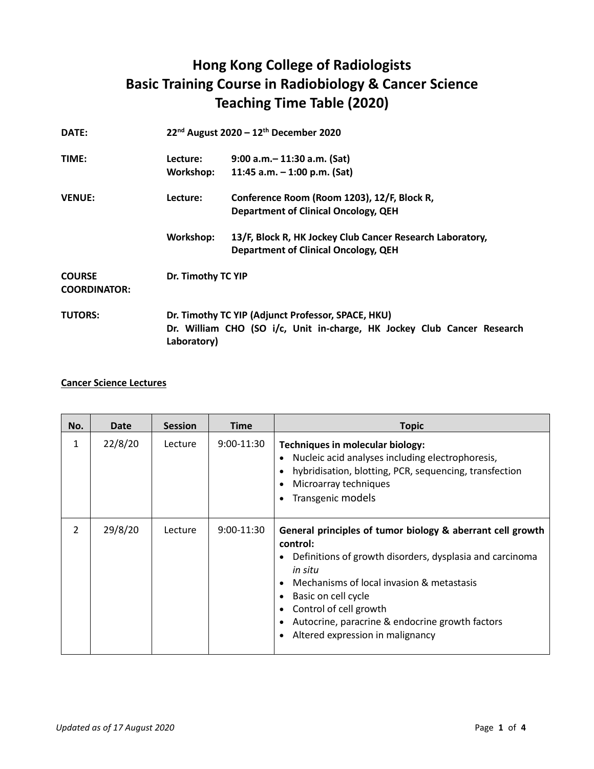# Hong Kong College of Radiologists
# Basic Training Course in Radiobiology & Cancer Science
# Teaching Time Table (2020)

**DATE:** 22nd August 2020 – 12th December 2020

**TIME:**
- **Lecture:** 9:00 a.m.– 11:30 a.m. (Sat)
- **Workshop:** 11:45 a.m. – 1:00 p.m. (Sat)

**VENUE:**
- **Lecture:** Conference Room (Room 1203), 12/F, Block R, Department of Clinical Oncology, QEH
- **Workshop:** 13/F, Block R, HK Jockey Club Cancer Research Laboratory, Department of Clinical Oncology, QEH

**COURSE COORDINATOR:** Dr. Timothy TC YIP

**TUTORS:**
- Dr. Timothy TC YIP (Adjunct Professor, SPACE, HKU)
- Dr. William CHO (SO i/c, Unit in-charge, HK Jockey Club Cancer Research Laboratory)

**Cancer Science Lectures**

| No. | Date | Session | Time | Topic |
|---|---|---|---|---|
| 1 | 22/8/20 | Lecture | 9:00-11:30 | **Techniques in molecular biology:**<br>• Nucleic acid analyses including electrophoresis,<br>• hybridisation, blotting, PCR, sequencing, transfection<br>• Microarray techniques<br>• Transgenic models |
| 2 | 29/8/20 | Lecture | 9:00-11:30 | **General principles of tumor biology & aberrant cell growth control:**<br>• Definitions of growth disorders, dysplasia and carcinoma *in situ*<br>• Mechanisms of local invasion & metastasis<br>• Basic on cell cycle<br>• Control of cell growth<br>• Autocrine, paracrine & endocrine growth factors<br>• Altered expression in malignancy |

*Updated as of 17 August 2020*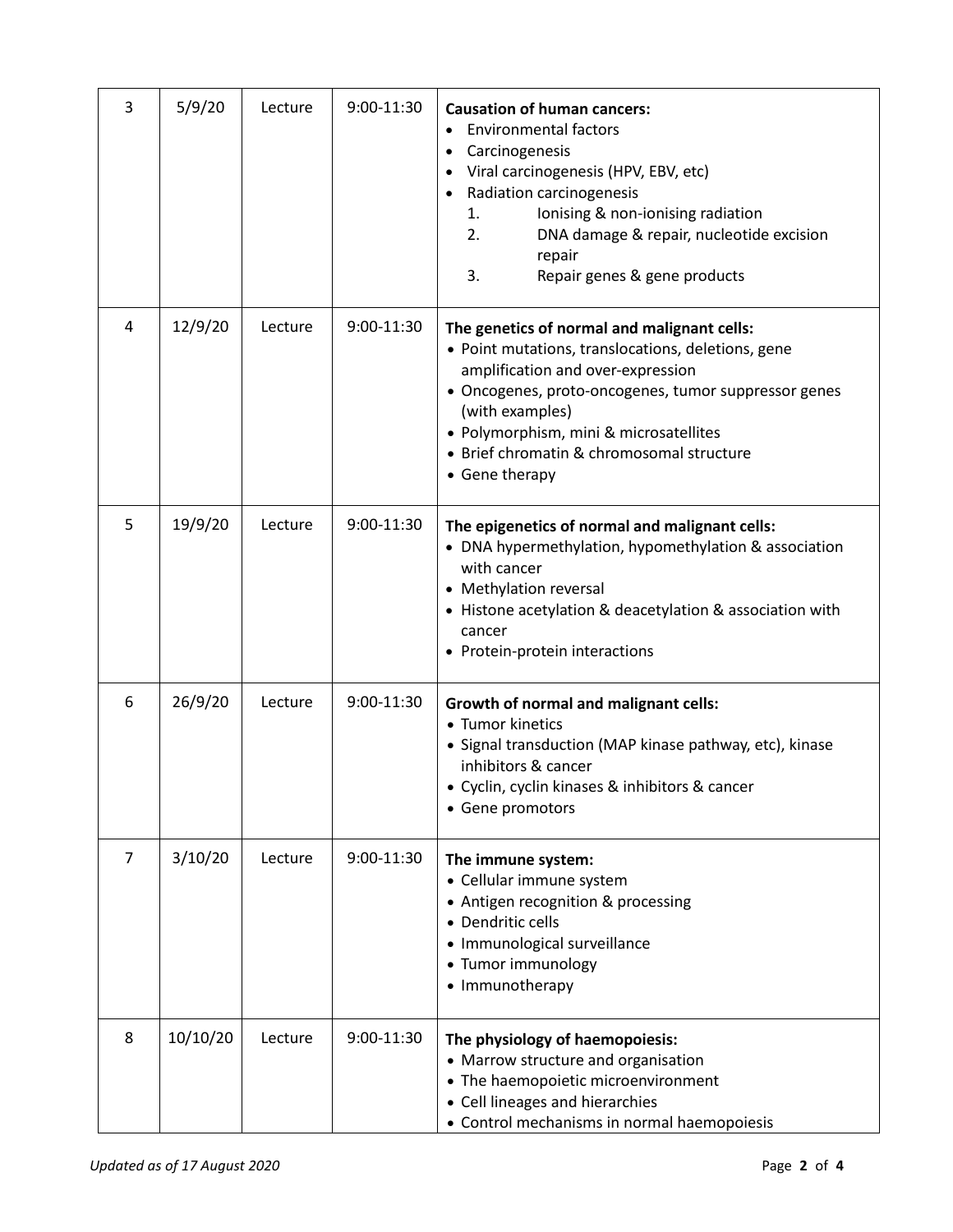| 3 | 5/9/20 | Lecture | 9:00-11:30 | **Causation of human cancers:**<br>• Environmental factors<br>• Carcinogenesis<br>• Viral carcinogenesis (HPV, EBV, etc)<br>• Radiation carcinogenesis<br>1. Ionising & non-ionising radiation<br>2. DNA damage & repair, nucleotide excision repair<br>3. Repair genes & gene products |
|---|---|---|---|---|
| 4 | 12/9/20 | Lecture | 9:00-11:30 | **The genetics of normal and malignant cells:**<br>• Point mutations, translocations, deletions, gene amplification and over-expression<br>• Oncogenes, proto-oncogenes, tumor suppressor genes (with examples)<br>• Polymorphism, mini & microsatellites<br>• Brief chromatin & chromosomal structure<br>• Gene therapy |
| 5 | 19/9/20 | Lecture | 9:00-11:30 | **The epigenetics of normal and malignant cells:**<br>• DNA hypermethylation, hypomethylation & association with cancer<br>• Methylation reversal<br>• Histone acetylation & deacetylation & association with cancer<br>• Protein-protein interactions |
| 6 | 26/9/20 | Lecture | 9:00-11:30 | **Growth of normal and malignant cells:**<br>• Tumor kinetics<br>• Signal transduction (MAP kinase pathway, etc), kinase inhibitors & cancer<br>• Cyclin, cyclin kinases & inhibitors & cancer<br>• Gene promotors |
| 7 | 3/10/20 | Lecture | 9:00-11:30 | **The immune system:**<br>• Cellular immune system<br>• Antigen recognition & processing<br>• Dendritic cells<br>• Immunological surveillance<br>• Tumor immunology<br>• Immunotherapy |
| 8 | 10/10/20 | Lecture | 9:00-11:30 | **The physiology of haemopoiesis:**<br>• Marrow structure and organisation<br>• The haemopoietic microenvironment<br>• Cell lineages and hierarchies<br>• Control mechanisms in normal haemopoiesis |

*Updated as of 17 August 2020*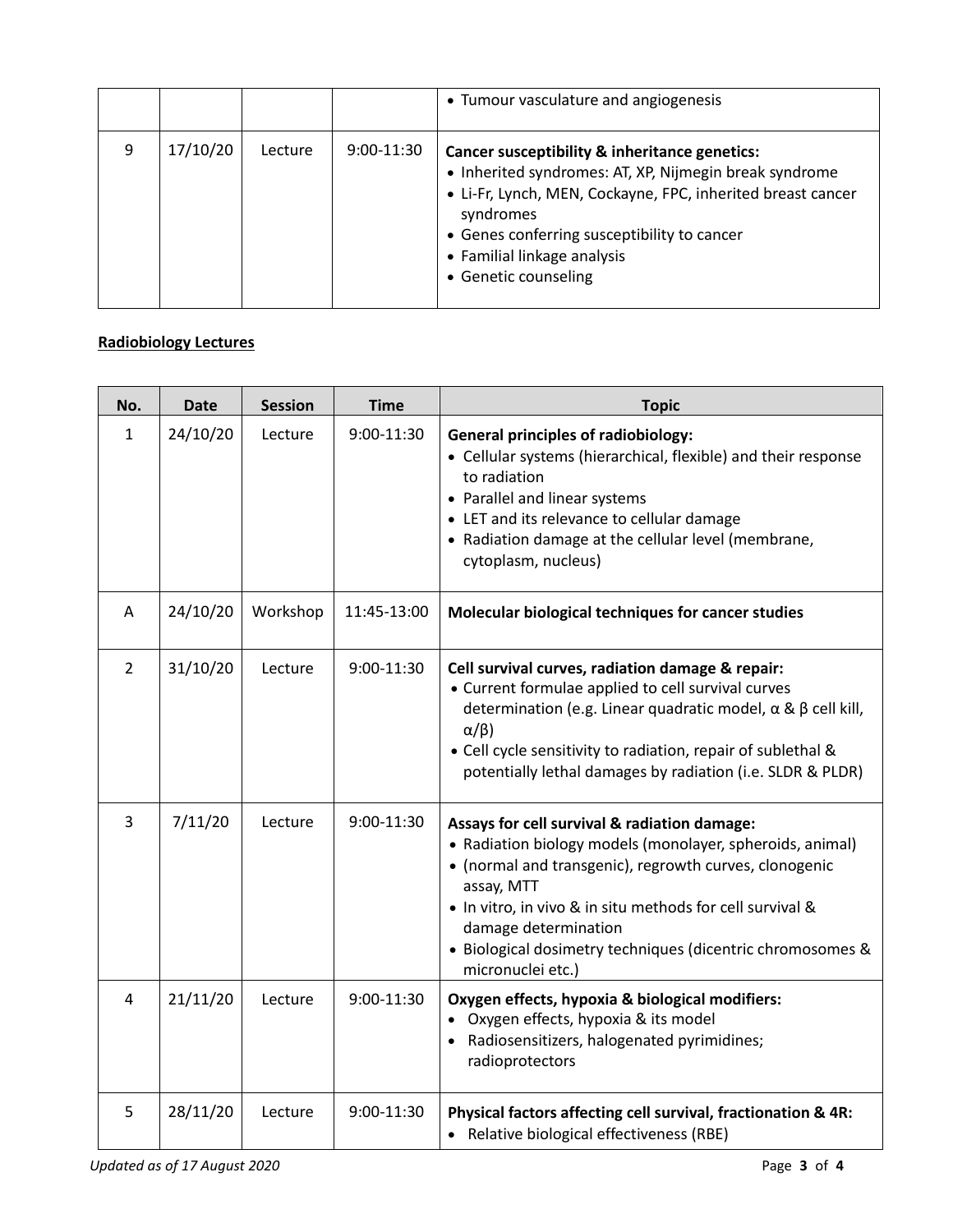| | | | | • Tumour vasculature and angiogenesis |
|---|---|---|---|---|
| 9 | 17/10/20 | Lecture | 9:00-11:30 | **Cancer susceptibility & inheritance genetics:**<br>• Inherited syndromes: AT, XP, Nijmegin break syndrome<br>• Li-Fr, Lynch, MEN, Cockayne, FPC, inherited breast cancer syndromes<br>• Genes conferring susceptibility to cancer<br>• Familial linkage analysis<br>• Genetic counseling |

**Radiobiology Lectures**

| No. | Date | Session | Time | Topic |
|---|---|---|---|---|
| 1 | 24/10/20 | Lecture | 9:00-11:30 | **General principles of radiobiology:**<br>• Cellular systems (hierarchical, flexible) and their response to radiation<br>• Parallel and linear systems<br>• LET and its relevance to cellular damage<br>• Radiation damage at the cellular level (membrane, cytoplasm, nucleus) |
| A | 24/10/20 | Workshop | 11:45-13:00 | **Molecular biological techniques for cancer studies** |
| 2 | 31/10/20 | Lecture | 9:00-11:30 | **Cell survival curves, radiation damage & repair:**<br>• Current formulae applied to cell survival curves determination (e.g. Linear quadratic model, $\alpha$ & $\beta$ cell kill, $\alpha/\beta$)<br>• Cell cycle sensitivity to radiation, repair of sublethal & potentially lethal damages by radiation (i.e. SLDR & PLDR) |
| 3 | 7/11/20 | Lecture | 9:00-11:30 | **Assays for cell survival & radiation damage:**<br>• Radiation biology models (monolayer, spheroids, animal)<br>• (normal and transgenic), regrowth curves, clonogenic assay, MTT<br>• In vitro, in vivo & in situ methods for cell survival & damage determination<br>• Biological dosimetry techniques (dicentric chromosomes & micronuclei etc.) |
| 4 | 21/11/20 | Lecture | 9:00-11:30 | **Oxygen effects, hypoxia & biological modifiers:**<br>• Oxygen effects, hypoxia & its model<br>• Radiosensitizers, halogenated pyrimidines; radioprotectors |
| 5 | 28/11/20 | Lecture | 9:00-11:30 | **Physical factors affecting cell survival, fractionation & 4R:**<br>• Relative biological effectiveness (RBE) |

*Updated as of 17 August 2020*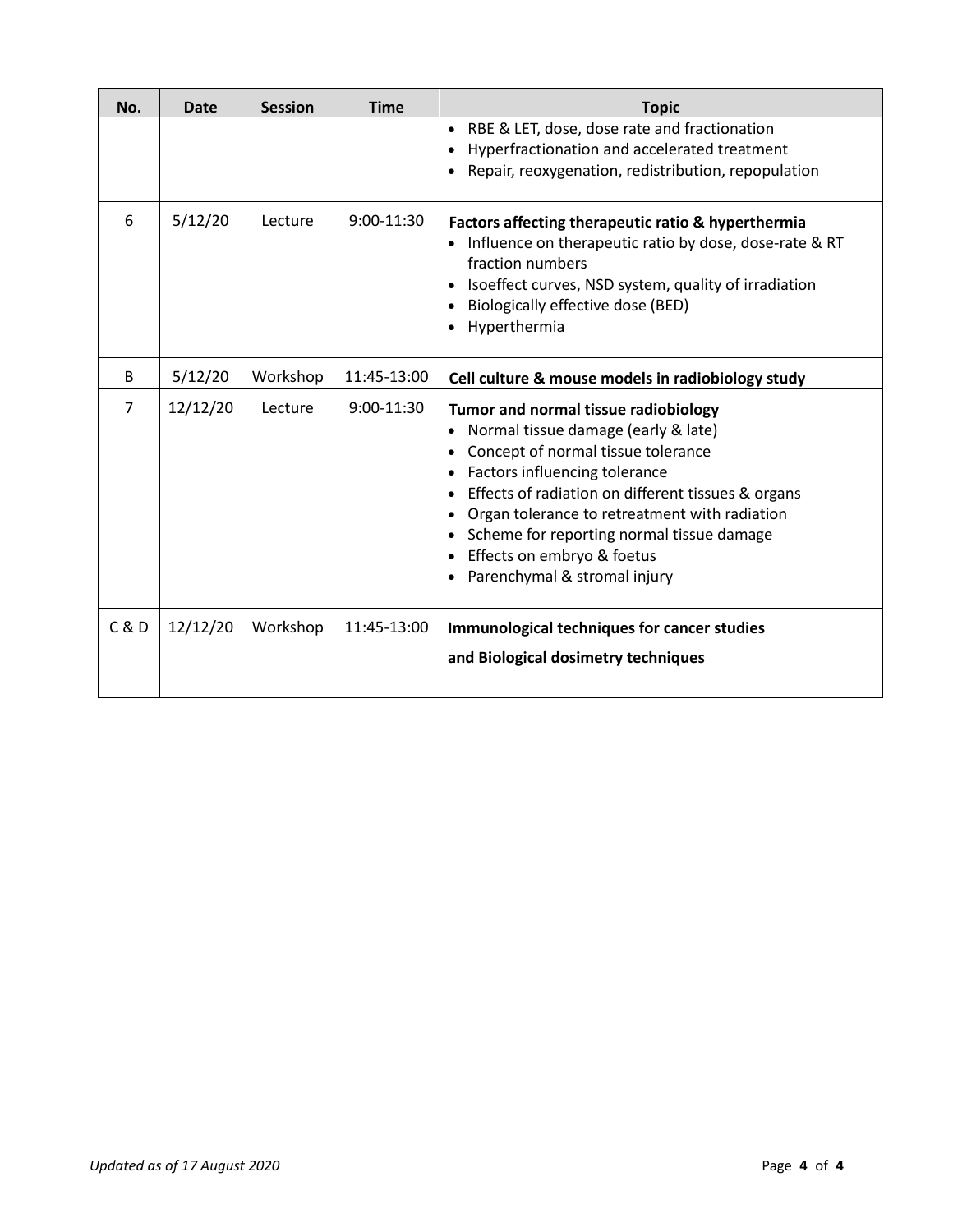| No. | Date | Session | Time | Topic |
|---|---|---|---|---|
| | | | | • RBE & LET, dose, dose rate and fractionation<br>• Hyperfractionation and accelerated treatment<br>• Repair, reoxygenation, redistribution, repopulation |
| 6 | 5/12/20 | Lecture | 9:00-11:30 | **Factors affecting therapeutic ratio & hyperthermia**<br>• Influence on therapeutic ratio by dose, dose-rate & RT fraction numbers<br>• Isoeffect curves, NSD system, quality of irradiation<br>• Biologically effective dose (BED)<br>• Hyperthermia |
| B | 5/12/20 | Workshop | 11:45-13:00 | **Cell culture & mouse models in radiobiology study** |
| 7 | 12/12/20 | Lecture | 9:00-11:30 | **Tumor and normal tissue radiobiology**<br>• Normal tissue damage (early & late)<br>• Concept of normal tissue tolerance<br>• Factors influencing tolerance<br>• Effects of radiation on different tissues & organs<br>• Organ tolerance to retreatment with radiation<br>• Scheme for reporting normal tissue damage<br>• Effects on embryo & foetus<br>• Parenchymal & stromal injury |
| C & D | 12/12/20 | Workshop | 11:45-13:00 | **Immunological techniques for cancer studies and Biological dosimetry techniques** |

*Updated as of 17 August 2020*